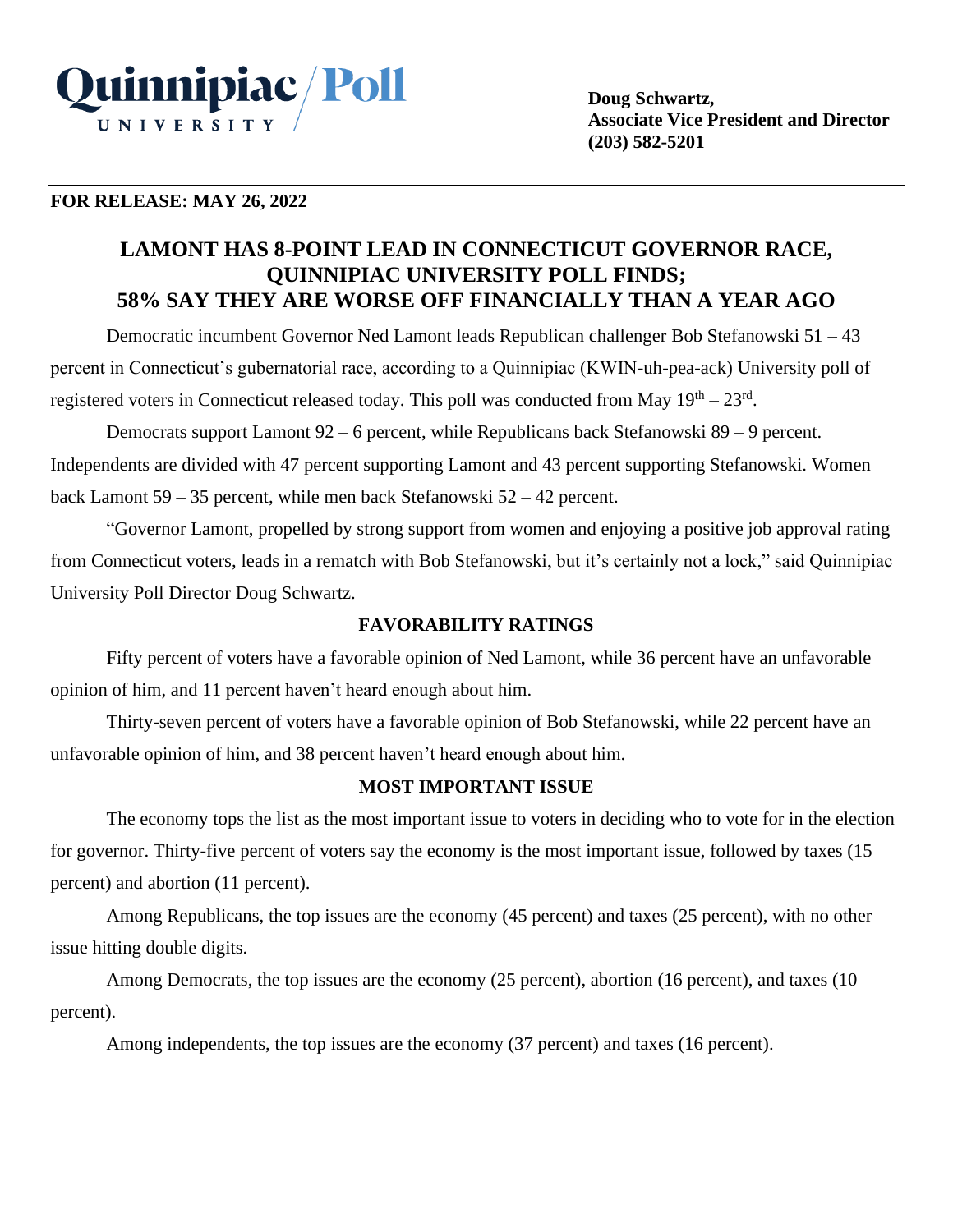Quinnipiac University / Poll

**Doug Schwartz,**
**Associate Vice President and Director**
**(203) 582-5201**

**FOR RELEASE: MAY 26, 2022**

## LAMONT HAS 8-POINT LEAD IN CONNECTICUT GOVERNOR RACE, QUINNIPIAC UNIVERSITY POLL FINDS; 58% SAY THEY ARE WORSE OFF FINANCIALLY THAN A YEAR AGO

Democratic incumbent Governor Ned Lamont leads Republican challenger Bob Stefanowski 51 – 43 percent in Connecticut's gubernatorial race, according to a Quinnipiac (KWIN-uh-pea-ack) University poll of registered voters in Connecticut released today. This poll was conducted from May 19th – 23rd.

Democrats support Lamont 92 – 6 percent, while Republicans back Stefanowski 89 – 9 percent. Independents are divided with 47 percent supporting Lamont and 43 percent supporting Stefanowski. Women back Lamont 59 – 35 percent, while men back Stefanowski 52 – 42 percent.

"Governor Lamont, propelled by strong support from women and enjoying a positive job approval rating from Connecticut voters, leads in a rematch with Bob Stefanowski, but it's certainly not a lock," said Quinnipiac University Poll Director Doug Schwartz.

### FAVORABILITY RATINGS

Fifty percent of voters have a favorable opinion of Ned Lamont, while 36 percent have an unfavorable opinion of him, and 11 percent haven't heard enough about him.

Thirty-seven percent of voters have a favorable opinion of Bob Stefanowski, while 22 percent have an unfavorable opinion of him, and 38 percent haven't heard enough about him.

### MOST IMPORTANT ISSUE

The economy tops the list as the most important issue to voters in deciding who to vote for in the election for governor. Thirty-five percent of voters say the economy is the most important issue, followed by taxes (15 percent) and abortion (11 percent).

Among Republicans, the top issues are the economy (45 percent) and taxes (25 percent), with no other issue hitting double digits.

Among Democrats, the top issues are the economy (25 percent), abortion (16 percent), and taxes (10 percent).

Among independents, the top issues are the economy (37 percent) and taxes (16 percent).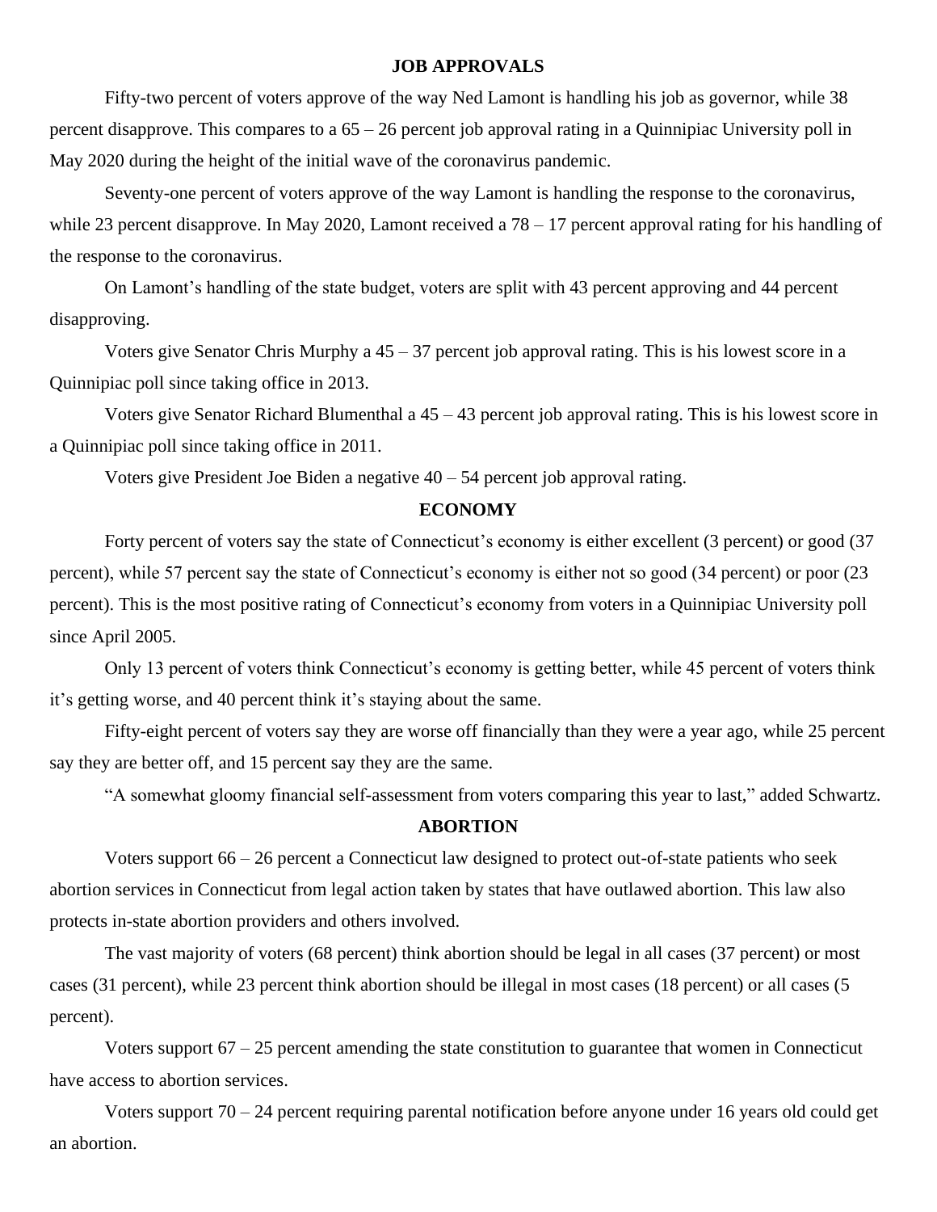## JOB APPROVALS

Fifty-two percent of voters approve of the way Ned Lamont is handling his job as governor, while 38 percent disapprove. This compares to a 65 – 26 percent job approval rating in a Quinnipiac University poll in May 2020 during the height of the initial wave of the coronavirus pandemic.

Seventy-one percent of voters approve of the way Lamont is handling the response to the coronavirus, while 23 percent disapprove. In May 2020, Lamont received a 78 – 17 percent approval rating for his handling of the response to the coronavirus.

On Lamont's handling of the state budget, voters are split with 43 percent approving and 44 percent disapproving.

Voters give Senator Chris Murphy a 45 – 37 percent job approval rating. This is his lowest score in a Quinnipiac poll since taking office in 2013.

Voters give Senator Richard Blumenthal a 45 – 43 percent job approval rating. This is his lowest score in a Quinnipiac poll since taking office in 2011.

Voters give President Joe Biden a negative 40 – 54 percent job approval rating.

## ECONOMY

Forty percent of voters say the state of Connecticut's economy is either excellent (3 percent) or good (37 percent), while 57 percent say the state of Connecticut's economy is either not so good (34 percent) or poor (23 percent). This is the most positive rating of Connecticut's economy from voters in a Quinnipiac University poll since April 2005.

Only 13 percent of voters think Connecticut's economy is getting better, while 45 percent of voters think it's getting worse, and 40 percent think it's staying about the same.

Fifty-eight percent of voters say they are worse off financially than they were a year ago, while 25 percent say they are better off, and 15 percent say they are the same.

"A somewhat gloomy financial self-assessment from voters comparing this year to last," added Schwartz.

## ABORTION

Voters support 66 – 26 percent a Connecticut law designed to protect out-of-state patients who seek abortion services in Connecticut from legal action taken by states that have outlawed abortion. This law also protects in-state abortion providers and others involved.

The vast majority of voters (68 percent) think abortion should be legal in all cases (37 percent) or most cases (31 percent), while 23 percent think abortion should be illegal in most cases (18 percent) or all cases (5 percent).

Voters support 67 – 25 percent amending the state constitution to guarantee that women in Connecticut have access to abortion services.

Voters support 70 – 24 percent requiring parental notification before anyone under 16 years old could get an abortion.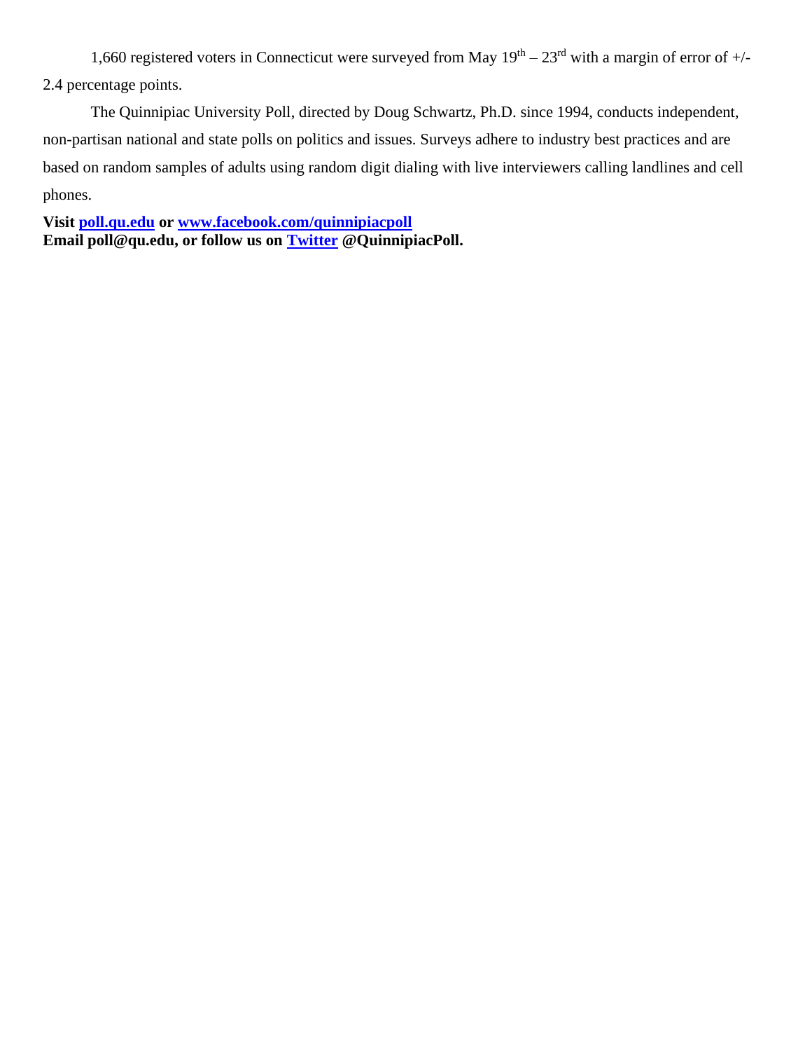1,660 registered voters in Connecticut were surveyed from May 19th – 23rd with a margin of error of +/- 2.4 percentage points.

The Quinnipiac University Poll, directed by Doug Schwartz, Ph.D. since 1994, conducts independent, non-partisan national and state polls on politics and issues. Surveys adhere to industry best practices and are based on random samples of adults using random digit dialing with live interviewers calling landlines and cell phones.

**Visit poll.qu.edu or www.facebook.com/quinnipiacpoll**
**Email poll@qu.edu, or follow us on Twitter @QuinnipiacPoll.**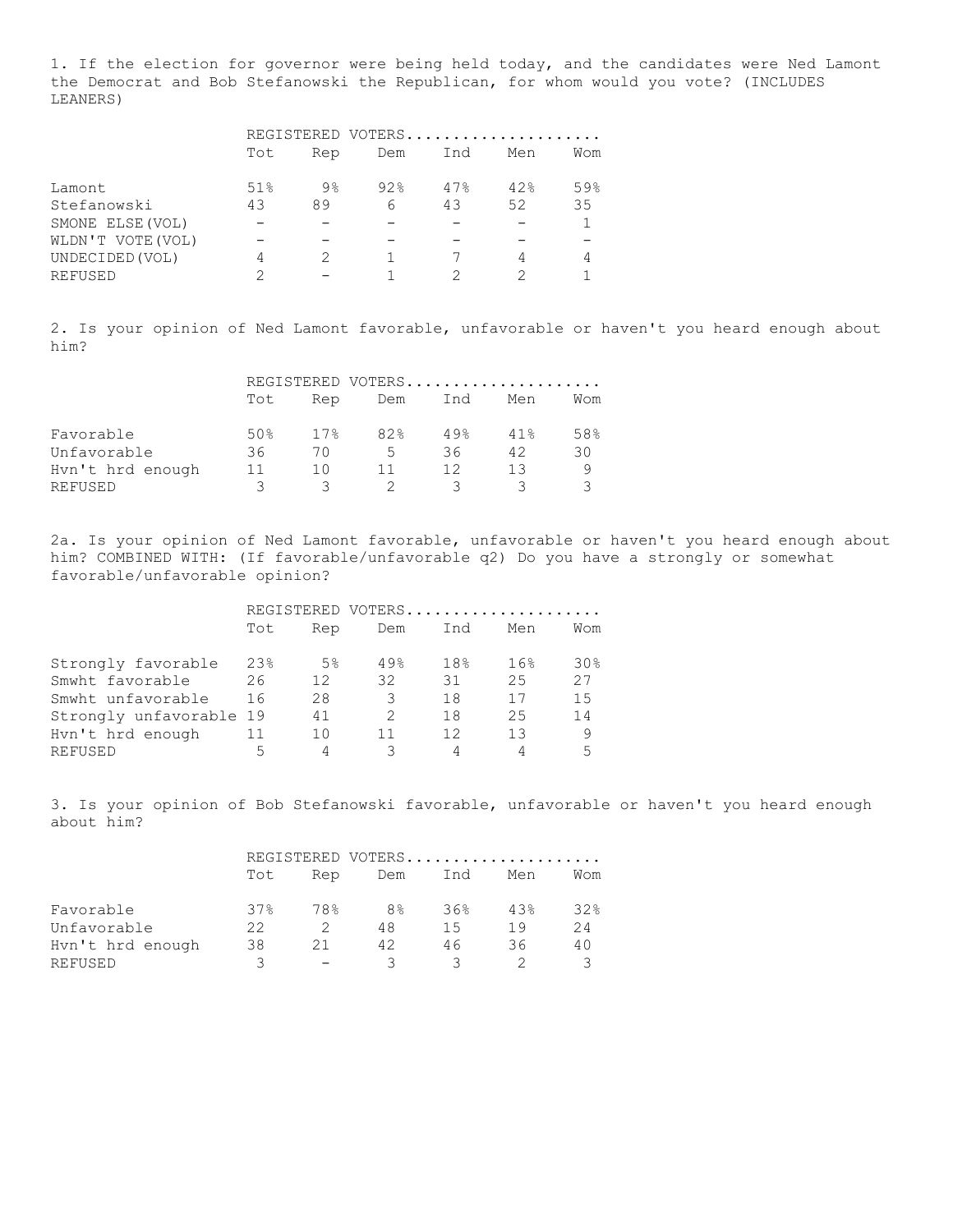1. If the election for governor were being held today, and the candidates were Ned Lamont the Democrat and Bob Stefanowski the Republican, for whom would you vote? (INCLUDES LEANERS)

| | REGISTERED VOTERS | | | | | |
|---|---|---|---|---|---|---|
| | Tot | Rep | Dem | Ind | Men | Wom |
| Lamont | 51% | 9% | 92% | 47% | 42% | 59% |
| Stefanowski | 43 | 89 | 6 | 43 | 52 | 35 |
| SMONE ELSE(VOL) | - | - | - | - | - | 1 |
| WLDN'T VOTE(VOL) | - | - | - | - | - | - |
| UNDECIDED(VOL) | 4 | 2 | 1 | 7 | 4 | 4 |
| REFUSED | 2 | - | 1 | 2 | 2 | 1 |

2. Is your opinion of Ned Lamont favorable, unfavorable or haven't you heard enough about him?

| | REGISTERED VOTERS | | | | | |
|---|---|---|---|---|---|---|
| | Tot | Rep | Dem | Ind | Men | Wom |
| Favorable | 50% | 17% | 82% | 49% | 41% | 58% |
| Unfavorable | 36 | 70 | 5 | 36 | 42 | 30 |
| Hvn't hrd enough | 11 | 10 | 11 | 12 | 13 | 9 |
| REFUSED | 3 | 3 | 2 | 3 | 3 | 3 |

2a. Is your opinion of Ned Lamont favorable, unfavorable or haven't you heard enough about him? COMBINED WITH: (If favorable/unfavorable q2) Do you have a strongly or somewhat favorable/unfavorable opinion?

| | REGISTERED VOTERS | | | | | |
|---|---|---|---|---|---|---|
| | Tot | Rep | Dem | Ind | Men | Wom |
| Strongly favorable | 23% | 5% | 49% | 18% | 16% | 30% |
| Smwht favorable | 26 | 12 | 32 | 31 | 25 | 27 |
| Smwht unfavorable | 16 | 28 | 3 | 18 | 17 | 15 |
| Strongly unfavorable | 19 | 41 | 2 | 18 | 25 | 14 |
| Hvn't hrd enough | 11 | 10 | 11 | 12 | 13 | 9 |
| REFUSED | 5 | 4 | 3 | 4 | 4 | 5 |

3. Is your opinion of Bob Stefanowski favorable, unfavorable or haven't you heard enough about him?

| | REGISTERED VOTERS | | | | | |
|---|---|---|---|---|---|---|
| | Tot | Rep | Dem | Ind | Men | Wom |
| Favorable | 37% | 78% | 8% | 36% | 43% | 32% |
| Unfavorable | 22 | 2 | 48 | 15 | 19 | 24 |
| Hvn't hrd enough | 38 | 21 | 42 | 46 | 36 | 40 |
| REFUSED | 3 | - | 3 | 3 | 2 | 3 |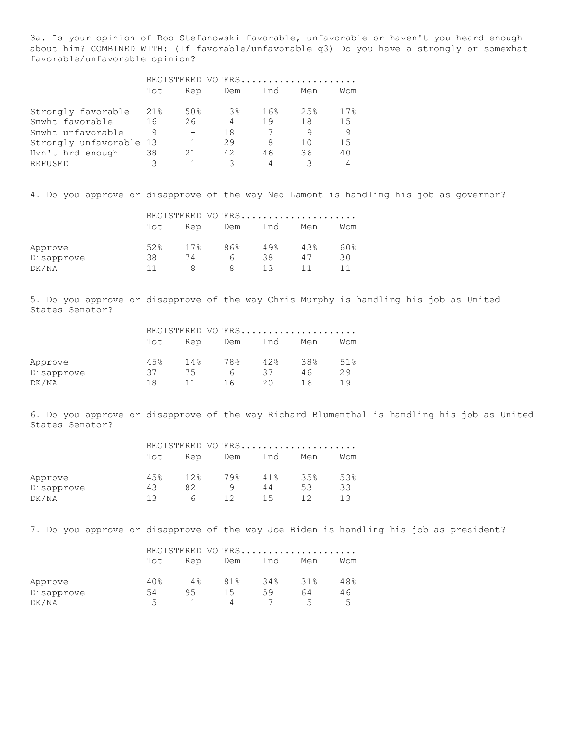3a. Is your opinion of Bob Stefanowski favorable, unfavorable or haven't you heard enough about him? COMBINED WITH: (If favorable/unfavorable q3) Do you have a strongly or somewhat favorable/unfavorable opinion?

| | REGISTERED VOTERS | | | | |
|---|---|---|---|---|---|
| | Tot | Rep | Dem | Ind | Men | Wom |
| Strongly favorable | 21% | 50% | 3% | 16% | 25% | 17% |
| Smwht favorable | 16 | 26 | 4 | 19 | 18 | 15 |
| Smwht unfavorable | 9 | - | 18 | 7 | 9 | 9 |
| Strongly unfavorable | 13 | 1 | 29 | 8 | 10 | 15 |
| Hvn't hrd enough | 38 | 21 | 42 | 46 | 36 | 40 |
| REFUSED | 3 | 1 | 3 | 4 | 3 | 4 |

4. Do you approve or disapprove of the way Ned Lamont is handling his job as governor?

| | REGISTERED VOTERS | | | | | |
|---|---|---|---|---|---|---|
| | Tot | Rep | Dem | Ind | Men | Wom |
| Approve | 52% | 17% | 86% | 49% | 43% | 60% |
| Disapprove | 38 | 74 | 6 | 38 | 47 | 30 |
| DK/NA | 11 | 8 | 8 | 13 | 11 | 11 |

5. Do you approve or disapprove of the way Chris Murphy is handling his job as United States Senator?

| | REGISTERED VOTERS | | | | | |
|---|---|---|---|---|---|---|
| | Tot | Rep | Dem | Ind | Men | Wom |
| Approve | 45% | 14% | 78% | 42% | 38% | 51% |
| Disapprove | 37 | 75 | 6 | 37 | 46 | 29 |
| DK/NA | 18 | 11 | 16 | 20 | 16 | 19 |

6. Do you approve or disapprove of the way Richard Blumenthal is handling his job as United States Senator?

| | REGISTERED VOTERS | | | | | |
|---|---|---|---|---|---|---|
| | Tot | Rep | Dem | Ind | Men | Wom |
| Approve | 45% | 12% | 79% | 41% | 35% | 53% |
| Disapprove | 43 | 82 | 9 | 44 | 53 | 33 |
| DK/NA | 13 | 6 | 12 | 15 | 12 | 13 |

7. Do you approve or disapprove of the way Joe Biden is handling his job as president?

| | REGISTERED VOTERS | | | | | |
|---|---|---|---|---|---|---|
| | Tot | Rep | Dem | Ind | Men | Wom |
| Approve | 40% | 4% | 81% | 34% | 31% | 48% |
| Disapprove | 54 | 95 | 15 | 59 | 64 | 46 |
| DK/NA | 5 | 1 | 4 | 7 | 5 | 5 |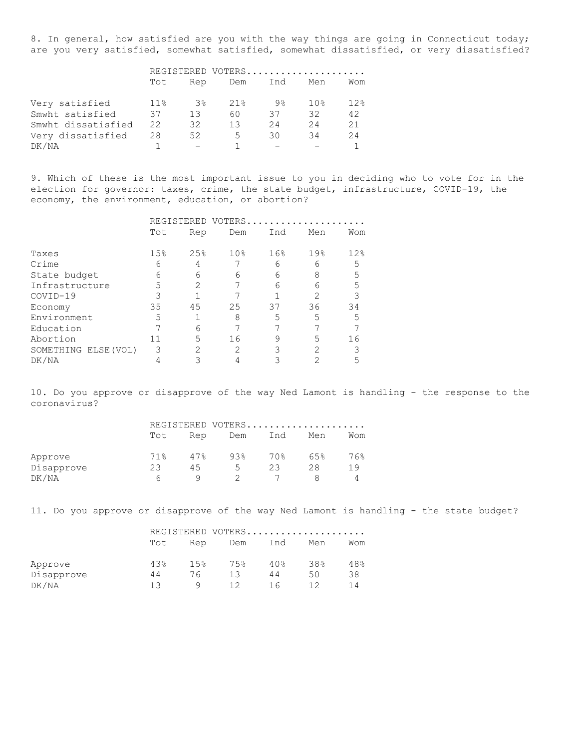8. In general, how satisfied are you with the way things are going in Connecticut today; are you very satisfied, somewhat satisfied, somewhat dissatisfied, or very dissatisfied?

| | REGISTERED VOTERS..................... | | | | | |
|---|---|---|---|---|---|---|
| | Tot | Rep | Dem | Ind | Men | Wom |
| Very satisfied | 11% | 3% | 21% | 9% | 10% | 12% |
| Smwht satisfied | 37 | 13 | 60 | 37 | 32 | 42 |
| Smwht dissatisfied | 22 | 32 | 13 | 24 | 24 | 21 |
| Very dissatisfied | 28 | 52 | 5 | 30 | 34 | 24 |
| DK/NA | 1 | - | 1 | - | - | 1 |

9. Which of these is the most important issue to you in deciding who to vote for in the election for governor: taxes, crime, the state budget, infrastructure, COVID-19, the economy, the environment, education, or abortion?

| | REGISTERED VOTERS..................... | | | | | |
|---|---|---|---|---|---|---|
| | Tot | Rep | Dem | Ind | Men | Wom |
| Taxes | 15% | 25% | 10% | 16% | 19% | 12% |
| Crime | 6 | 4 | 7 | 6 | 6 | 5 |
| State budget | 6 | 6 | 6 | 6 | 8 | 5 |
| Infrastructure | 5 | 2 | 7 | 6 | 6 | 5 |
| COVID-19 | 3 | 1 | 7 | 1 | 2 | 3 |
| Economy | 35 | 45 | 25 | 37 | 36 | 34 |
| Environment | 5 | 1 | 8 | 5 | 5 | 5 |
| Education | 7 | 6 | 7 | 7 | 7 | 7 |
| Abortion | 11 | 5 | 16 | 9 | 5 | 16 |
| SOMETHING ELSE(VOL) | 3 | 2 | 2 | 3 | 2 | 3 |
| DK/NA | 4 | 3 | 4 | 3 | 2 | 5 |

10. Do you approve or disapprove of the way Ned Lamont is handling - the response to the coronavirus?

| | REGISTERED VOTERS..................... | | | | | |
|---|---|---|---|---|---|---|
| | Tot | Rep | Dem | Ind | Men | Wom |
| Approve | 71% | 47% | 93% | 70% | 65% | 76% |
| Disapprove | 23 | 45 | 5 | 23 | 28 | 19 |
| DK/NA | 6 | 9 | 2 | 7 | 8 | 4 |

11. Do you approve or disapprove of the way Ned Lamont is handling - the state budget?

| | REGISTERED VOTERS..................... | | | | | |
|---|---|---|---|---|---|---|
| | Tot | Rep | Dem | Ind | Men | Wom |
| Approve | 43% | 15% | 75% | 40% | 38% | 48% |
| Disapprove | 44 | 76 | 13 | 44 | 50 | 38 |
| DK/NA | 13 | 9 | 12 | 16 | 12 | 14 |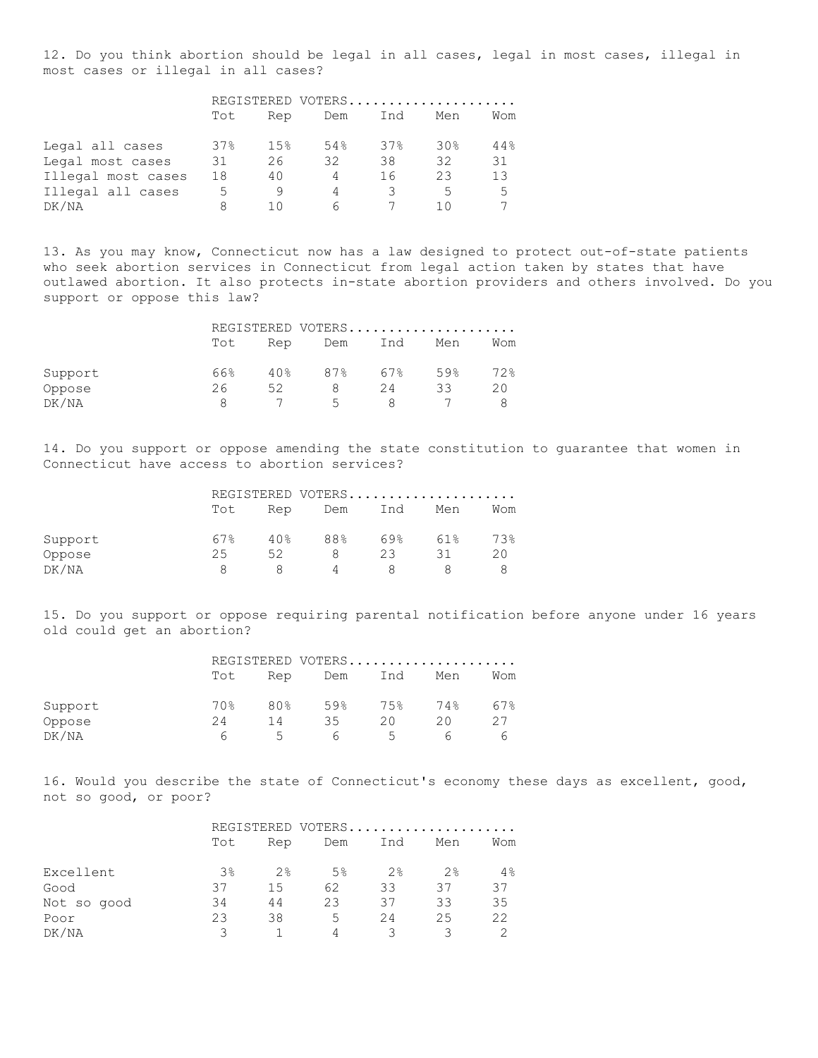12. Do you think abortion should be legal in all cases, legal in most cases, illegal in most cases or illegal in all cases?

| | REGISTERED VOTERS..................... | | | | | |
|---|---|---|---|---|---|---|
| | Tot | Rep | Dem | Ind | Men | Wom |
| Legal all cases | 37% | 15% | 54% | 37% | 30% | 44% |
| Legal most cases | 31 | 26 | 32 | 38 | 32 | 31 |
| Illegal most cases | 18 | 40 | 4 | 16 | 23 | 13 |
| Illegal all cases | 5 | 9 | 4 | 3 | 5 | 5 |
| DK/NA | 8 | 10 | 6 | 7 | 10 | 7 |

13. As you may know, Connecticut now has a law designed to protect out-of-state patients who seek abortion services in Connecticut from legal action taken by states that have outlawed abortion. It also protects in-state abortion providers and others involved. Do you support or oppose this law?

| | REGISTERED VOTERS..................... | | | | | |
|---|---|---|---|---|---|---|
| | Tot | Rep | Dem | Ind | Men | Wom |
| Support | 66% | 40% | 87% | 67% | 59% | 72% |
| Oppose | 26 | 52 | 8 | 24 | 33 | 20 |
| DK/NA | 8 | 7 | 5 | 8 | 7 | 8 |

14. Do you support or oppose amending the state constitution to guarantee that women in Connecticut have access to abortion services?

| | REGISTERED VOTERS..................... | | | | | |
|---|---|---|---|---|---|---|
| | Tot | Rep | Dem | Ind | Men | Wom |
| Support | 67% | 40% | 88% | 69% | 61% | 73% |
| Oppose | 25 | 52 | 8 | 23 | 31 | 20 |
| DK/NA | 8 | 8 | 4 | 8 | 8 | 8 |

15. Do you support or oppose requiring parental notification before anyone under 16 years old could get an abortion?

| | REGISTERED VOTERS..................... | | | | | |
|---|---|---|---|---|---|---|
| | Tot | Rep | Dem | Ind | Men | Wom |
| Support | 70% | 80% | 59% | 75% | 74% | 67% |
| Oppose | 24 | 14 | 35 | 20 | 20 | 27 |
| DK/NA | 6 | 5 | 6 | 5 | 6 | 6 |

16. Would you describe the state of Connecticut's economy these days as excellent, good, not so good, or poor?

| | REGISTERED VOTERS..................... | | | | | |
|---|---|---|---|---|---|---|
| | Tot | Rep | Dem | Ind | Men | Wom |
| Excellent | 3% | 2% | 5% | 2% | 2% | 4% |
| Good | 37 | 15 | 62 | 33 | 37 | 37 |
| Not so good | 34 | 44 | 23 | 37 | 33 | 35 |
| Poor | 23 | 38 | 5 | 24 | 25 | 22 |
| DK/NA | 3 | 1 | 4 | 3 | 3 | 2 |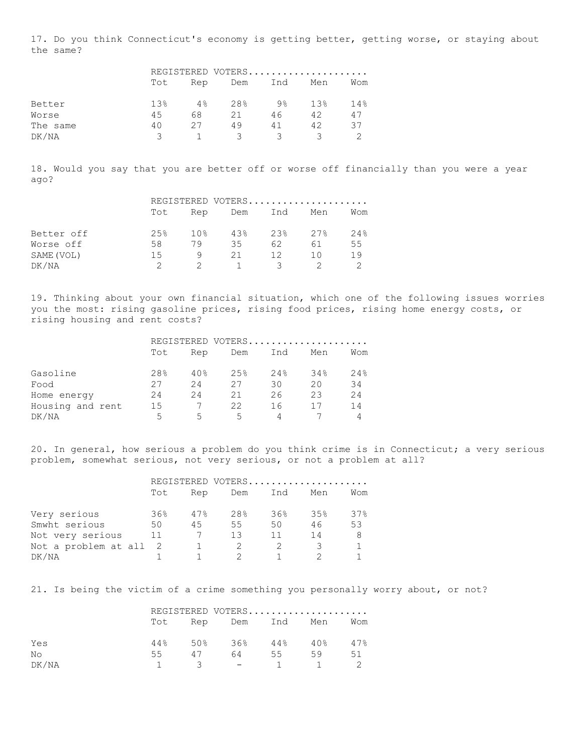17. Do you think Connecticut's economy is getting better, getting worse, or staying about the same?

| | REGISTERED VOTERS | | | | | |
|---|---|---|---|---|---|---|
| | Tot | Rep | Dem | Ind | Men | Wom |
| Better | 13% | 4% | 28% | 9% | 13% | 14% |
| Worse | 45 | 68 | 21 | 46 | 42 | 47 |
| The same | 40 | 27 | 49 | 41 | 42 | 37 |
| DK/NA | 3 | 1 | 3 | 3 | 3 | 2 |

18. Would you say that you are better off or worse off financially than you were a year ago?

| | REGISTERED VOTERS | | | | | |
|---|---|---|---|---|---|---|
| | Tot | Rep | Dem | Ind | Men | Wom |
| Better off | 25% | 10% | 43% | 23% | 27% | 24% |
| Worse off | 58 | 79 | 35 | 62 | 61 | 55 |
| SAME(VOL) | 15 | 9 | 21 | 12 | 10 | 19 |
| DK/NA | 2 | 2 | 1 | 3 | 2 | 2 |

19. Thinking about your own financial situation, which one of the following issues worries you the most: rising gasoline prices, rising food prices, rising home energy costs, or rising housing and rent costs?

| | REGISTERED VOTERS | | | | | |
|---|---|---|---|---|---|---|
| | Tot | Rep | Dem | Ind | Men | Wom |
| Gasoline | 28% | 40% | 25% | 24% | 34% | 24% |
| Food | 27 | 24 | 27 | 30 | 20 | 34 |
| Home energy | 24 | 24 | 21 | 26 | 23 | 24 |
| Housing and rent | 15 | 7 | 22 | 16 | 17 | 14 |
| DK/NA | 5 | 5 | 5 | 4 | 7 | 4 |

20. In general, how serious a problem do you think crime is in Connecticut; a very serious problem, somewhat serious, not very serious, or not a problem at all?

| | REGISTERED VOTERS | | | | | |
|---|---|---|---|---|---|---|
| | Tot | Rep | Dem | Ind | Men | Wom |
| Very serious | 36% | 47% | 28% | 36% | 35% | 37% |
| Smwht serious | 50 | 45 | 55 | 50 | 46 | 53 |
| Not very serious | 11 | 7 | 13 | 11 | 14 | 8 |
| Not a problem at all | 2 | 1 | 2 | 2 | 3 | 1 |
| DK/NA | 1 | 1 | 2 | 1 | 2 | 1 |

21. Is being the victim of a crime something you personally worry about, or not?

| | REGISTERED VOTERS | | | | | |
|---|---|---|---|---|---|---|
| | Tot | Rep | Dem | Ind | Men | Wom |
| Yes | 44% | 50% | 36% | 44% | 40% | 47% |
| No | 55 | 47 | 64 | 55 | 59 | 51 |
| DK/NA | 1 | 3 | - | 1 | 1 | 2 |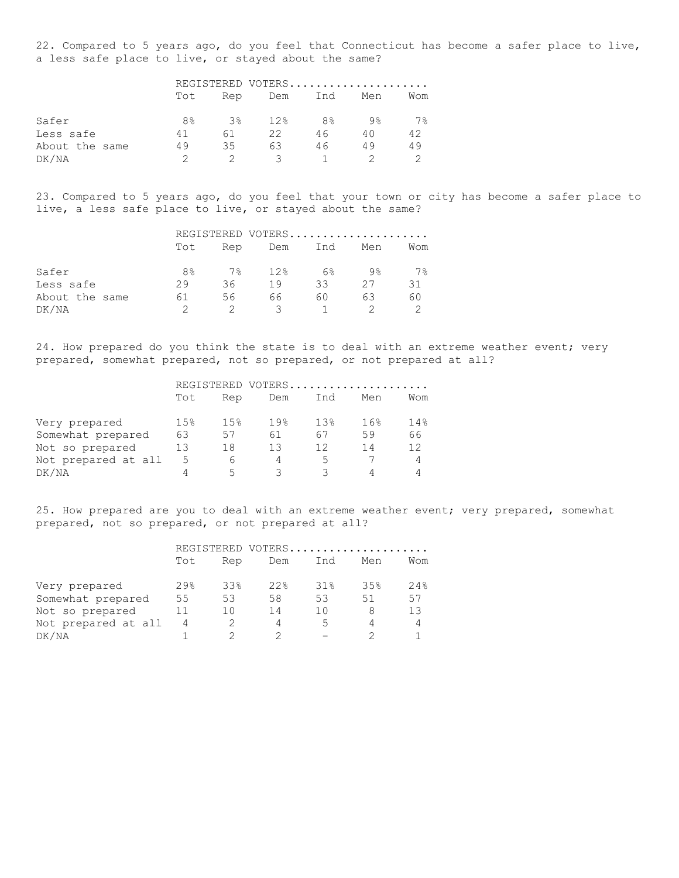22. Compared to 5 years ago, do you feel that Connecticut has become a safer place to live, a less safe place to live, or stayed about the same?

| | REGISTERED VOTERS..................... | | | | | |
|---|---|---|---|---|---|---|
| | Tot | Rep | Dem | Ind | Men | Wom |
| Safer | 8% | 3% | 12% | 8% | 9% | 7% |
| Less safe | 41 | 61 | 22 | 46 | 40 | 42 |
| About the same | 49 | 35 | 63 | 46 | 49 | 49 |
| DK/NA | 2 | 2 | 3 | 1 | 2 | 2 |

23. Compared to 5 years ago, do you feel that your town or city has become a safer place to live, a less safe place to live, or stayed about the same?

| | REGISTERED VOTERS..................... | | | | | |
|---|---|---|---|---|---|---|
| | Tot | Rep | Dem | Ind | Men | Wom |
| Safer | 8% | 7% | 12% | 6% | 9% | 7% |
| Less safe | 29 | 36 | 19 | 33 | 27 | 31 |
| About the same | 61 | 56 | 66 | 60 | 63 | 60 |
| DK/NA | 2 | 2 | 3 | 1 | 2 | 2 |

24. How prepared do you think the state is to deal with an extreme weather event; very prepared, somewhat prepared, not so prepared, or not prepared at all?

| | REGISTERED VOTERS..................... | | | | | |
|---|---|---|---|---|---|---|
| | Tot | Rep | Dem | Ind | Men | Wom |
| Very prepared | 15% | 15% | 19% | 13% | 16% | 14% |
| Somewhat prepared | 63 | 57 | 61 | 67 | 59 | 66 |
| Not so prepared | 13 | 18 | 13 | 12 | 14 | 12 |
| Not prepared at all | 5 | 6 | 4 | 5 | 7 | 4 |
| DK/NA | 4 | 5 | 3 | 3 | 4 | 4 |

25. How prepared are you to deal with an extreme weather event; very prepared, somewhat prepared, not so prepared, or not prepared at all?

| | REGISTERED VOTERS..................... | | | | | |
|---|---|---|---|---|---|---|
| | Tot | Rep | Dem | Ind | Men | Wom |
| Very prepared | 29% | 33% | 22% | 31% | 35% | 24% |
| Somewhat prepared | 55 | 53 | 58 | 53 | 51 | 57 |
| Not so prepared | 11 | 10 | 14 | 10 | 8 | 13 |
| Not prepared at all | 4 | 2 | 4 | 5 | 4 | 4 |
| DK/NA | 1 | 2 | 2 | - | 2 | 1 |